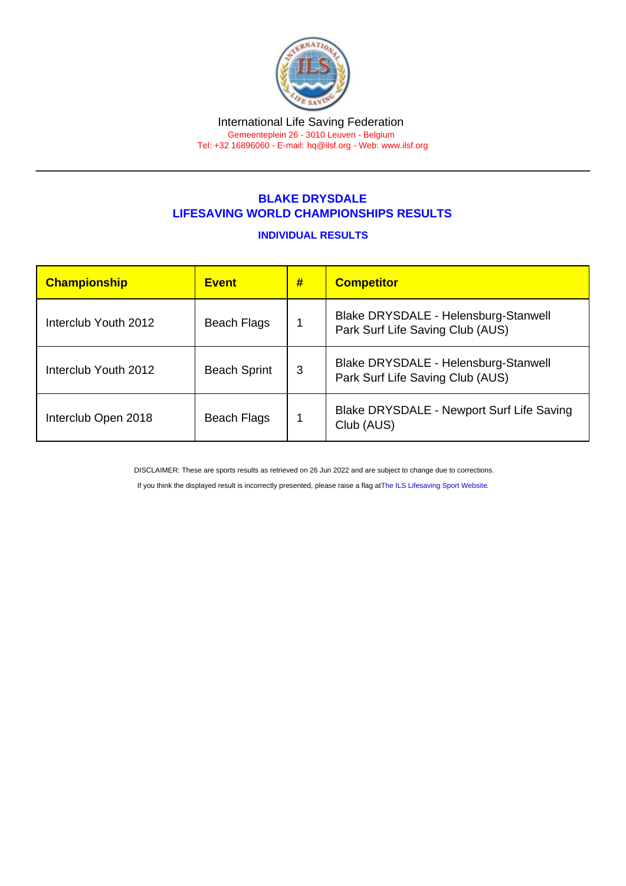International Life Saving Federation

Gemeenteplein 26 - 3010 Leuven - Belgium

Tel: +32 16896060 - E-mail: hq@ilsf.org - Web: www.ilsf.org

## BLAKE DRYSDALE
## LIFESAVING WORLD CHAMPIONSHIPS RESULTS

### INDIVIDUAL RESULTS

| Championship | Event | # | Competitor |
|---|---|---|---|
| Interclub Youth 2012 | Beach Flags | 1 | Blake DRYSDALE - Helensburg-Stanwell Park Surf Life Saving Club (AUS) |
| Interclub Youth 2012 | Beach Sprint | 3 | Blake DRYSDALE - Helensburg-Stanwell Park Surf Life Saving Club (AUS) |
| Interclub Open 2018 | Beach Flags | 1 | Blake DRYSDALE - Newport Surf Life Saving Club (AUS) |

DISCLAIMER: These are sports results as retrieved on 26 Jun 2022 and are subject to change due to corrections.

If you think the displayed result is incorrectly presented, please raise a flag at The ILS Lifesaving Sport Website.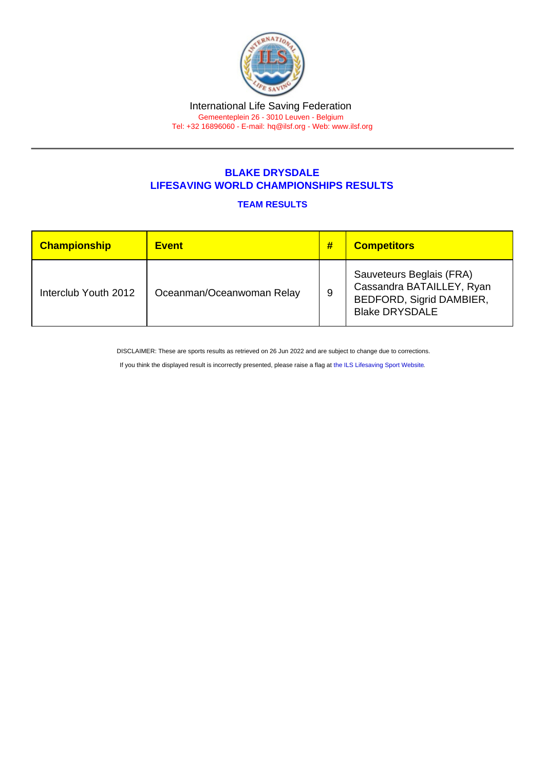International Life Saving Federation
Gemeenteplein 26 - 3010 Leuven - Belgium
Tel: +32 16896060 - E-mail: hq@ilsf.org - Web: www.ilsf.org

## BLAKE DRYSDALE
## LIFESAVING WORLD CHAMPIONSHIPS RESULTS

### TEAM RESULTS

| Championship | Event | # | Competitors |
|---|---|---|---|
| Interclub Youth 2012 | Oceanman/Oceanwoman Relay | 9 | Sauveteurs Beglais (FRA) Cassandra BATAILLEY, Ryan BEDFORD, Sigrid DAMBIER, Blake DRYSDALE |

DISCLAIMER: These are sports results as retrieved on 26 Jun 2022 and are subject to change due to corrections.

If you think the displayed result is incorrectly presented, please raise a flag at the ILS Lifesaving Sport Website.